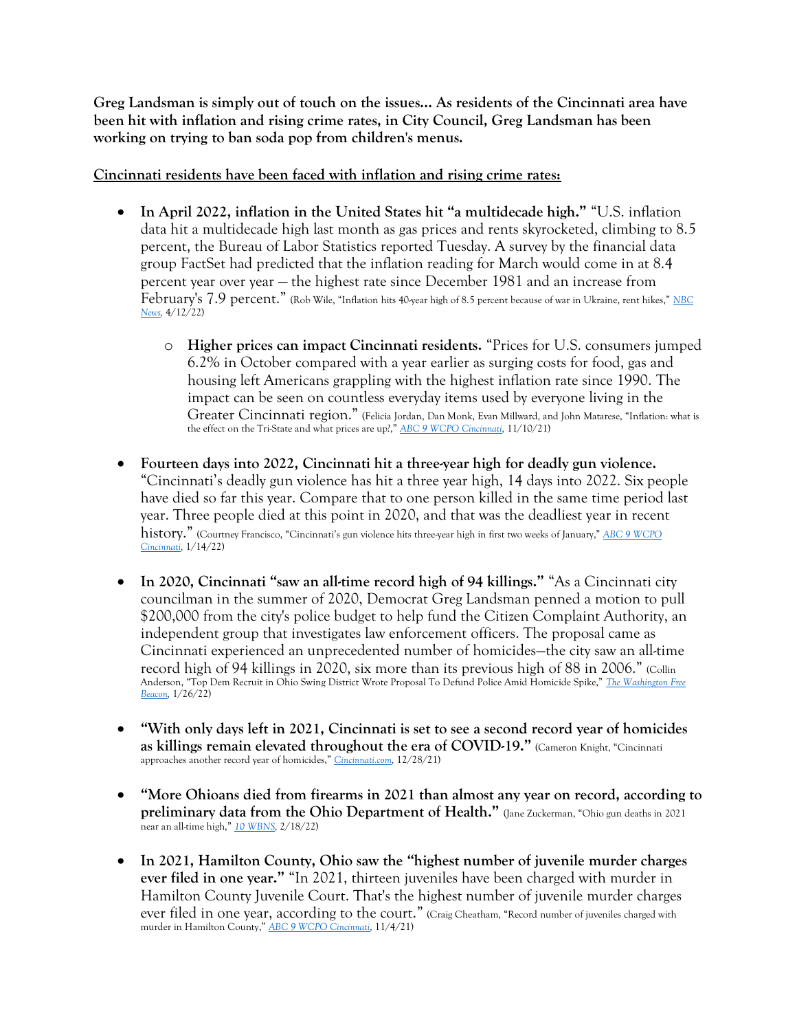**Greg Landsman is simply out of touch on the issues… As residents of the Cincinnati area have been hit with inflation and rising crime rates, in City Council, Greg Landsman has been working on trying to ban soda pop from children's menus.**

**Cincinnati residents have been faced with inflation and rising crime rates:**

- **In April 2022, inflation in the United States hit "a multidecade high."** "U.S. inflation data hit a multidecade high last month as gas prices and rents skyrocketed, climbing to 8.5 percent, the Bureau of Labor Statistics reported Tuesday. A survey by the financial data group FactSet had predicted that the inflation reading for March would come in at 8.4 percent year over year — the highest rate since December 1981 and an increase from February's 7.9 percent." (Rob Wile, "Inflation hits 40-year high of 8.5 percent because of war in Ukraine, rent hikes," *NBC News*, 4/12/22)
    - **Higher prices can impact Cincinnati residents.** "Prices for U.S. consumers jumped 6.2% in October compared with a year earlier as surging costs for food, gas and housing left Americans grappling with the highest inflation rate since 1990. The impact can be seen on countless everyday items used by everyone living in the Greater Cincinnati region." (Felicia Jordan, Dan Monk, Evan Millward, and John Matarese, "Inflation: what is the effect on the Tri-State and what prices are up?," *ABC 9 WCPO Cincinnati*, 11/10/21)

- **Fourteen days into 2022, Cincinnati hit a three-year high for deadly gun violence.** "Cincinnati's deadly gun violence has hit a three year high, 14 days into 2022. Six people have died so far this year. Compare that to one person killed in the same time period last year. Three people died at this point in 2020, and that was the deadliest year in recent history." (Courtney Francisco, "Cincinnati's gun violence hits three-year high in first two weeks of January," *ABC 9 WCPO Cincinnati*, 1/14/22)

- **In 2020, Cincinnati "saw an all-time record high of 94 killings."** "As a Cincinnati city councilman in the summer of 2020, Democrat Greg Landsman penned a motion to pull $200,000 from the city's police budget to help fund the Citizen Complaint Authority, an independent group that investigates law enforcement officers. The proposal came as Cincinnati experienced an unprecedented number of homicides—the city saw an all-time record high of 94 killings in 2020, six more than its previous high of 88 in 2006." (Collin Anderson, "Top Dem Recruit in Ohio Swing District Wrote Proposal To Defund Police Amid Homicide Spike," *The Washington Free Beacon*, 1/26/22)

- **"With only days left in 2021, Cincinnati is set to see a second record year of homicides as killings remain elevated throughout the era of COVID-19."** (Cameron Knight, "Cincinnati approaches another record year of homicides," *Cincinnati.com*, 12/28/21)

- **"More Ohioans died from firearms in 2021 than almost any year on record, according to preliminary data from the Ohio Department of Health."** (Jane Zuckerman, "Ohio gun deaths in 2021 near an all-time high," *10 WBNS*, 2/18/22)

- **In 2021, Hamilton County, Ohio saw the "highest number of juvenile murder charges ever filed in one year."** "In 2021, thirteen juveniles have been charged with murder in Hamilton County Juvenile Court. That's the highest number of juvenile murder charges ever filed in one year, according to the court." (Craig Cheatham, "Record number of juveniles charged with murder in Hamilton County," *ABC 9 WCPO Cincinnati*, 11/4/21)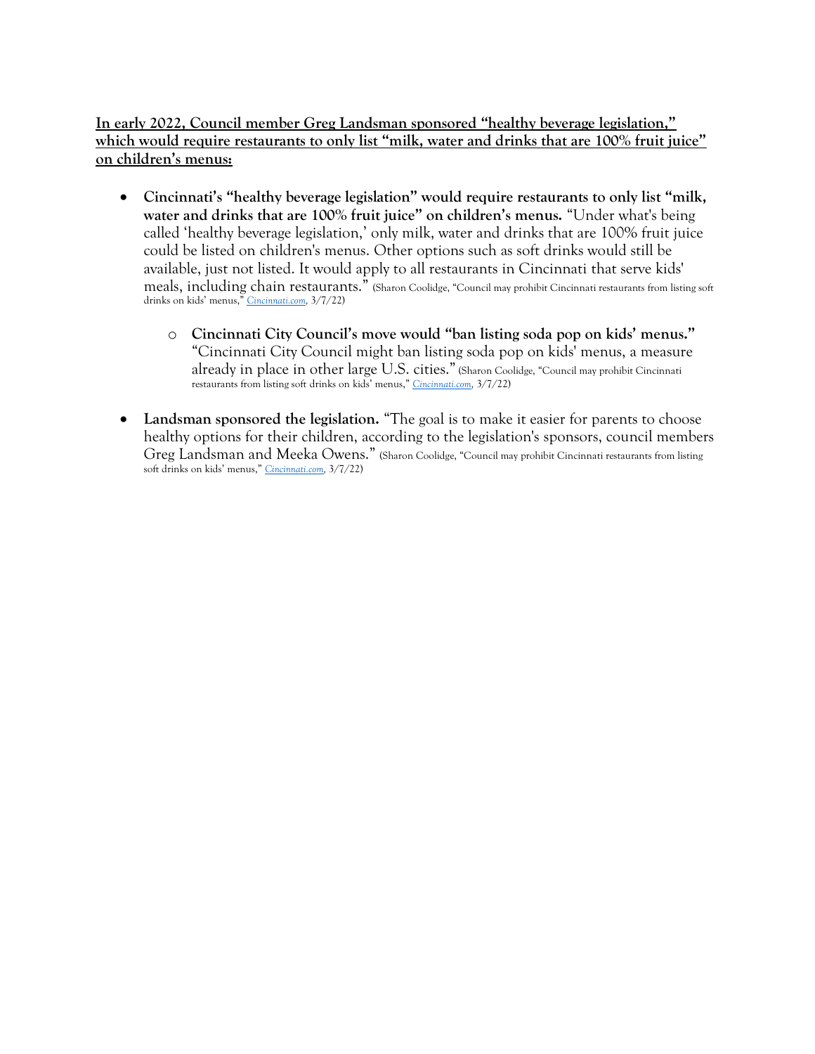**<u>In early 2022, Council member Greg Landsman sponsored "healthy beverage legislation," which would require restaurants to only list "milk, water and drinks that are 100% fruit juice" on children's menus:</u>**

- **Cincinnati's "healthy beverage legislation" would require restaurants to only list "milk, water and drinks that are 100% fruit juice" on children's menus.** "Under what's being called 'healthy beverage legislation,' only milk, water and drinks that are 100% fruit juice could be listed on children's menus. Other options such as soft drinks would still be available, just not listed. It would apply to all restaurants in Cincinnati that serve kids' meals, including chain restaurants." (Sharon Coolidge, "Council may prohibit Cincinnati restaurants from listing soft drinks on kids' menus," *Cincinnati.com*, 3/7/22)

  - **Cincinnati City Council's move would "ban listing soda pop on kids' menus."** "Cincinnati City Council might ban listing soda pop on kids' menus, a measure already in place in other large U.S. cities." (Sharon Coolidge, "Council may prohibit Cincinnati restaurants from listing soft drinks on kids' menus," *Cincinnati.com*, 3/7/22)

- **Landsman sponsored the legislation.** "The goal is to make it easier for parents to choose healthy options for their children, according to the legislation's sponsors, council members Greg Landsman and Meeka Owens." (Sharon Coolidge, "Council may prohibit Cincinnati restaurants from listing soft drinks on kids' menus," *Cincinnati.com*, 3/7/22)